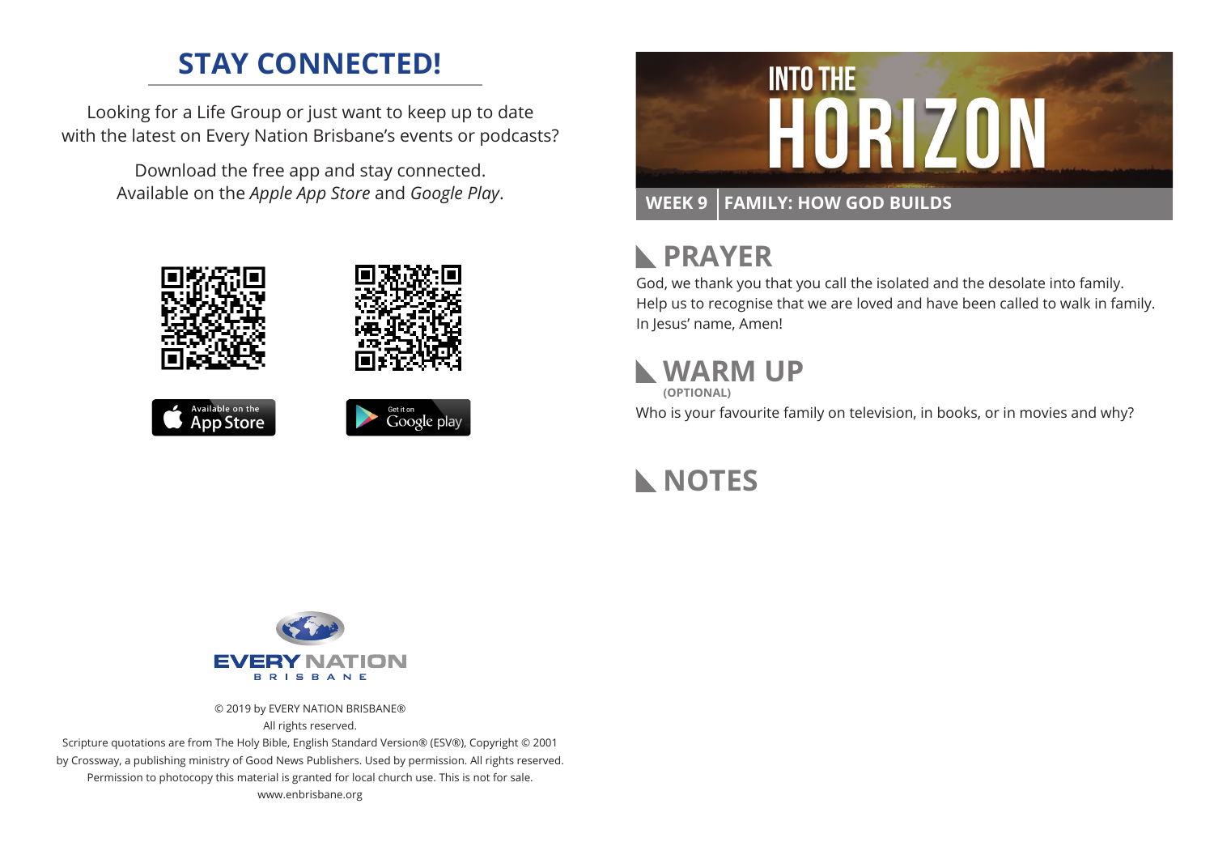## STAY CONNECTED!

Looking for a Life Group or just want to keep up to date with the latest on Every Nation Brisbane's events or podcasts?

Download the free app and stay connected. Available on the *Apple App Store* and *Google Play*.

© 2019 by EVERY NATION BRISBANE®
All rights reserved.
Scripture quotations are from The Holy Bible, English Standard Version® (ESV®), Copyright © 2001 by Crossway, a publishing ministry of Good News Publishers. Used by permission. All rights reserved.
Permission to photocopy this material is granted for local church use. This is not for sale.
www.enbrisbane.org

# INTO THE HORIZON

**WEEK 9 | FAMILY: HOW GOD BUILDS**

## PRAYER

God, we thank you that you call the isolated and the desolate into family. Help us to recognise that we are loved and have been called to walk in family. In Jesus' name, Amen!

## WARM UP

**(OPTIONAL)**

Who is your favourite family on television, in books, or in movies and why?

## NOTES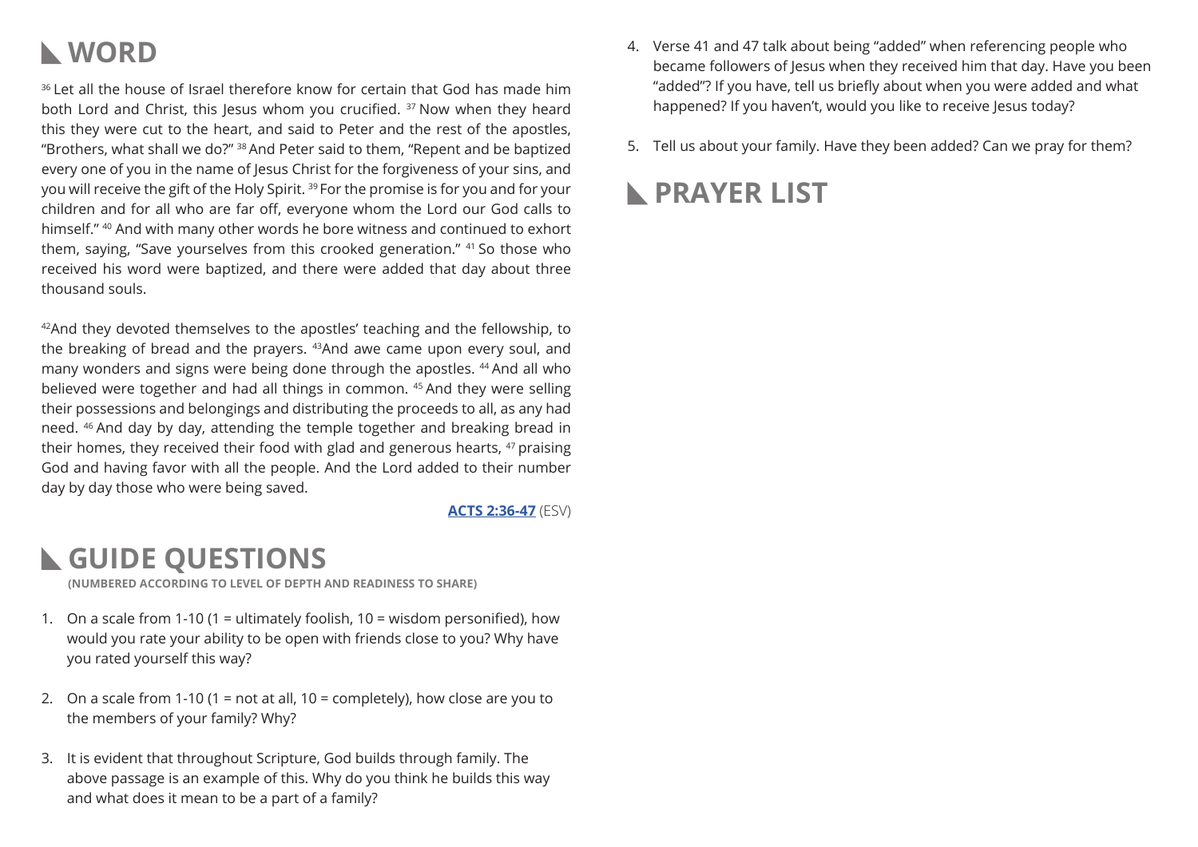## WORD

[36] Let all the house of Israel therefore know for certain that God has made him both Lord and Christ, this Jesus whom you crucified. [37] Now when they heard this they were cut to the heart, and said to Peter and the rest of the apostles, "Brothers, what shall we do?" [38] And Peter said to them, "Repent and be baptized every one of you in the name of Jesus Christ for the forgiveness of your sins, and you will receive the gift of the Holy Spirit. [39] For the promise is for you and for your children and for all who are far off, everyone whom the Lord our God calls to himself." [40] And with many other words he bore witness and continued to exhort them, saying, "Save yourselves from this crooked generation." [41] So those who received his word were baptized, and there were added that day about three thousand souls.

[42]And they devoted themselves to the apostles' teaching and the fellowship, to the breaking of bread and the prayers. [43]And awe came upon every soul, and many wonders and signs were being done through the apostles. [44] And all who believed were together and had all things in common. [45] And they were selling their possessions and belongings and distributing the proceeds to all, as any had need. [46] And day by day, attending the temple together and breaking bread in their homes, they received their food with glad and generous hearts, [47] praising God and having favor with all the people. And the Lord added to their number day by day those who were being saved.

**ACTS 2:36-47** (ESV)

## GUIDE QUESTIONS

**(NUMBERED ACCORDING TO LEVEL OF DEPTH AND READINESS TO SHARE)**

1. On a scale from 1-10 (1 = ultimately foolish, 10 = wisdom personified), how would you rate your ability to be open with friends close to you? Why have you rated yourself this way?
2. On a scale from 1-10 (1 = not at all, 10 = completely), how close are you to the members of your family? Why?
3. It is evident that throughout Scripture, God builds through family. The above passage is an example of this. Why do you think he builds this way and what does it mean to be a part of a family?
4. Verse 41 and 47 talk about being "added" when referencing people who became followers of Jesus when they received him that day. Have you been "added"? If you have, tell us briefly about when you were added and what happened? If you haven't, would you like to receive Jesus today?
5. Tell us about your family. Have they been added? Can we pray for them?

## PRAYER LIST